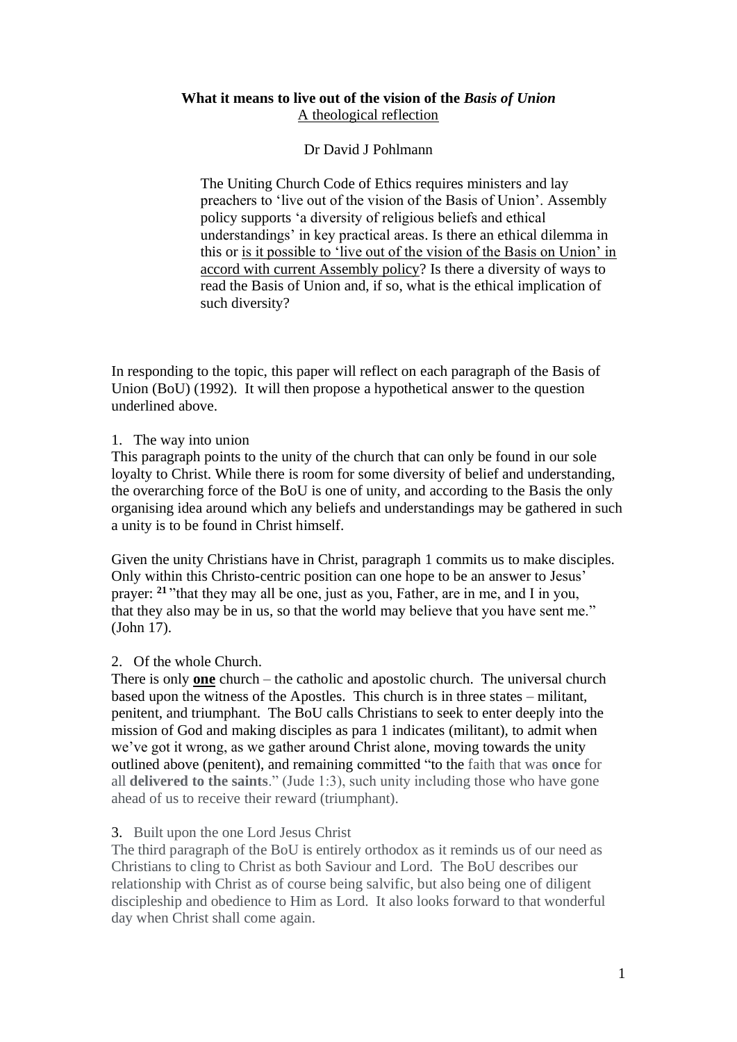**What it means to live out of the vision of the *Basis of Union***
A theological reflection

Dr David J Pohlmann

> The Uniting Church Code of Ethics requires ministers and lay preachers to 'live out of the vision of the Basis of Union'. Assembly policy supports 'a diversity of religious beliefs and ethical understandings' in key practical areas. Is there an ethical dilemma in this or is it possible to 'live out of the vision of the Basis on Union' in accord with current Assembly policy? Is there a diversity of ways to read the Basis of Union and, if so, what is the ethical implication of such diversity?

In responding to the topic, this paper will reflect on each paragraph of the Basis of Union (BoU) (1992). It will then propose a hypothetical answer to the question underlined above.

1. The way into union

This paragraph points to the unity of the church that can only be found in our sole loyalty to Christ. While there is room for some diversity of belief and understanding, the overarching force of the BoU is one of unity, and according to the Basis the only organising idea around which any beliefs and understandings may be gathered in such a unity is to be found in Christ himself.

Given the unity Christians have in Christ, paragraph 1 commits us to make disciples. Only within this Christo-centric position can one hope to be an answer to Jesus' prayer: **21** "that they may all be one, just as you, Father, are in me, and I in you, that they also may be in us, so that the world may believe that you have sent me." (John 17).

2. Of the whole Church.

There is only **one** church – the catholic and apostolic church. The universal church based upon the witness of the Apostles. This church is in three states – militant, penitent, and triumphant. The BoU calls Christians to seek to enter deeply into the mission of God and making disciples as para 1 indicates (militant), to admit when we've got it wrong, as we gather around Christ alone, moving towards the unity outlined above (penitent), and remaining committed "to the faith that was **once** for all **delivered to the saints**." (Jude 1:3), such unity including those who have gone ahead of us to receive their reward (triumphant).

3. Built upon the one Lord Jesus Christ

The third paragraph of the BoU is entirely orthodox as it reminds us of our need as Christians to cling to Christ as both Saviour and Lord. The BoU describes our relationship with Christ as of course being salvific, but also being one of diligent discipleship and obedience to Him as Lord. It also looks forward to that wonderful day when Christ shall come again.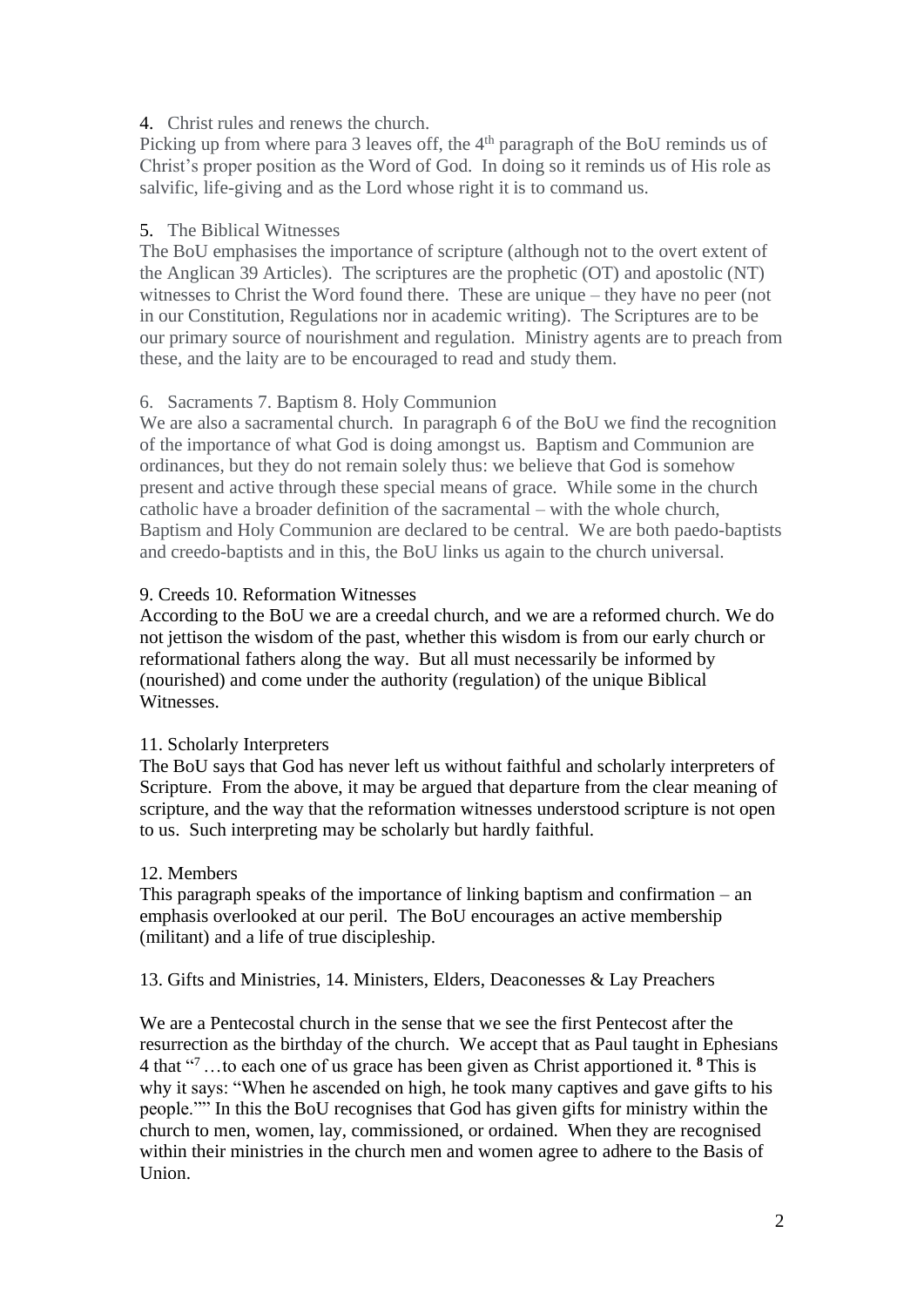4. Christ rules and renews the church.

Picking up from where para 3 leaves off, the 4th paragraph of the BoU reminds us of Christ's proper position as the Word of God. In doing so it reminds us of His role as salvific, life-giving and as the Lord whose right it is to command us.

5. The Biblical Witnesses

The BoU emphasises the importance of scripture (although not to the overt extent of the Anglican 39 Articles). The scriptures are the prophetic (OT) and apostolic (NT) witnesses to Christ the Word found there. These are unique – they have no peer (not in our Constitution, Regulations nor in academic writing). The Scriptures are to be our primary source of nourishment and regulation. Ministry agents are to preach from these, and the laity are to be encouraged to read and study them.

6. Sacraments 7. Baptism 8. Holy Communion

We are also a sacramental church. In paragraph 6 of the BoU we find the recognition of the importance of what God is doing amongst us. Baptism and Communion are ordinances, but they do not remain solely thus: we believe that God is somehow present and active through these special means of grace. While some in the church catholic have a broader definition of the sacramental – with the whole church, Baptism and Holy Communion are declared to be central. We are both paedo-baptists and creedo-baptists and in this, the BoU links us again to the church universal.

9. Creeds 10. Reformation Witnesses

According to the BoU we are a creedal church, and we are a reformed church. We do not jettison the wisdom of the past, whether this wisdom is from our early church or reformational fathers along the way. But all must necessarily be informed by (nourished) and come under the authority (regulation) of the unique Biblical Witnesses.

11. Scholarly Interpreters

The BoU says that God has never left us without faithful and scholarly interpreters of Scripture. From the above, it may be argued that departure from the clear meaning of scripture, and the way that the reformation witnesses understood scripture is not open to us. Such interpreting may be scholarly but hardly faithful.

12. Members

This paragraph speaks of the importance of linking baptism and confirmation – an emphasis overlooked at our peril. The BoU encourages an active membership (militant) and a life of true discipleship.

13. Gifts and Ministries, 14. Ministers, Elders, Deaconesses & Lay Preachers

We are a Pentecostal church in the sense that we see the first Pentecost after the resurrection as the birthday of the church. We accept that as Paul taught in Ephesians 4 that "[7] …to each one of us grace has been given as Christ apportioned it. **[8]** This is why it says: "When he ascended on high, he took many captives and gave gifts to his people."" In this the BoU recognises that God has given gifts for ministry within the church to men, women, lay, commissioned, or ordained. When they are recognised within their ministries in the church men and women agree to adhere to the Basis of Union.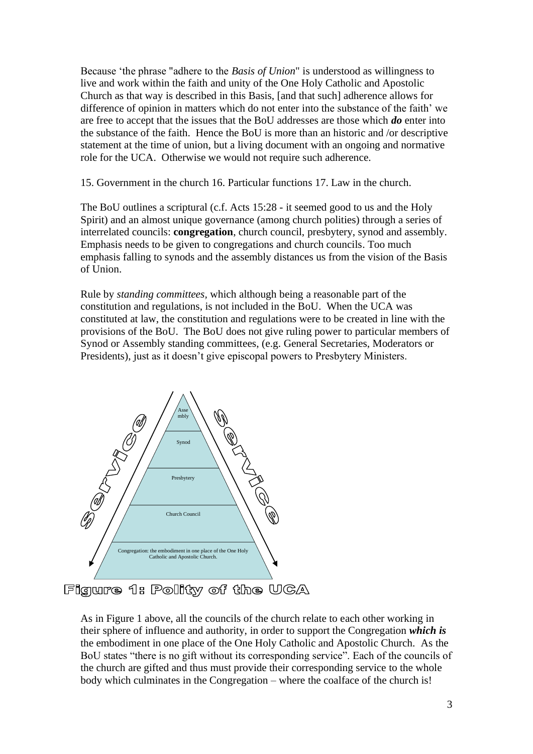Because 'the phrase "adhere to the *Basis of Union*" is understood as willingness to live and work within the faith and unity of the One Holy Catholic and Apostolic Church as that way is described in this Basis, [and that such] adherence allows for difference of opinion in matters which do not enter into the substance of the faith' we are free to accept that the issues that the BoU addresses are those which ***do*** enter into the substance of the faith. Hence the BoU is more than an historic and /or descriptive statement at the time of union, but a living document with an ongoing and normative role for the UCA. Otherwise we would not require such adherence.

15. Government in the church 16. Particular functions 17. Law in the church.

The BoU outlines a scriptural (c.f. Acts 15:28 - it seemed good to us and the Holy Spirit) and an almost unique governance (among church polities) through a series of interrelated councils: **congregation**, church council, presbytery, synod and assembly. Emphasis needs to be given to congregations and church councils. Too much emphasis falling to synods and the assembly distances us from the vision of the Basis of Union.

Rule by *standing committees*, which although being a reasonable part of the constitution and regulations, is not included in the BoU. When the UCA was constituted at law, the constitution and regulations were to be created in line with the provisions of the BoU. The BoU does not give ruling power to particular members of Synod or Assembly standing committees, (e.g. General Secretaries, Moderators or Presidents), just as it doesn't give episcopal powers to Presbytery Ministers.

Service | Service

- Assembly
- Synod
- Presbytery
- Church Council
- Congregation: the embodiment in one place of the One Holy Catholic and Apostolic Church.

Figure 1: Polity of the UCA

As in Figure 1 above, all the councils of the church relate to each other working in their sphere of influence and authority, in order to support the Congregation ***which is*** the embodiment in one place of the One Holy Catholic and Apostolic Church. As the BoU states "there is no gift without its corresponding service". Each of the councils of the church are gifted and thus must provide their corresponding service to the whole body which culminates in the Congregation – where the coalface of the church is!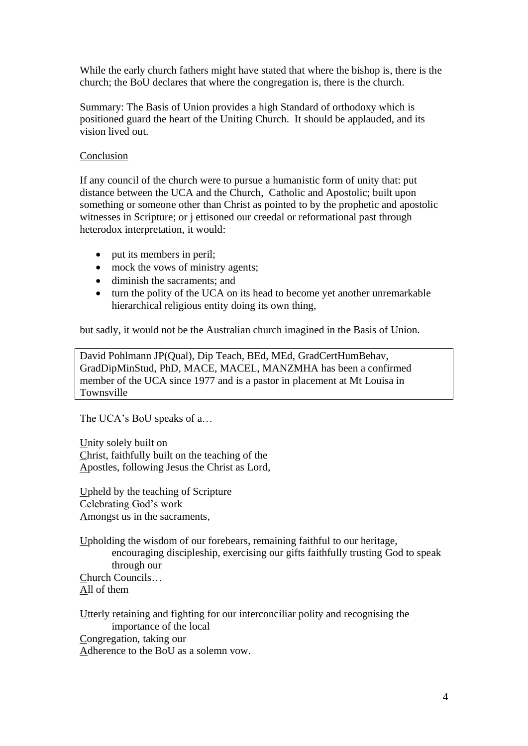While the early church fathers might have stated that where the bishop is, there is the church; the BoU declares that where the congregation is, there is the church.

Summary: The Basis of Union provides a high Standard of orthodoxy which is positioned guard the heart of the Uniting Church. It should be applauded, and its vision lived out.

## Conclusion

If any council of the church were to pursue a humanistic form of unity that: put distance between the UCA and the Church, Catholic and Apostolic; built upon something or someone other than Christ as pointed to by the prophetic and apostolic witnesses in Scripture; or j ettisoned our creedal or reformational past through heterodox interpretation, it would:

- put its members in peril;
- mock the vows of ministry agents;
- diminish the sacraments; and
- turn the polity of the UCA on its head to become yet another unremarkable hierarchical religious entity doing its own thing,

but sadly, it would not be the Australian church imagined in the Basis of Union.

David Pohlmann JP(Qual), Dip Teach, BEd, MEd, GradCertHumBehav, GradDipMinStud, PhD, MACE, MACEL, MANZMHA has been a confirmed member of the UCA since 1977 and is a pastor in placement at Mt Louisa in Townsville

The UCA's BoU speaks of a…

Unity solely built on
Christ, faithfully built on the teaching of the
Apostles, following Jesus the Christ as Lord,

Upheld by the teaching of Scripture
Celebrating God's work
Amongst us in the sacraments,

Upholding the wisdom of our forebears, remaining faithful to our heritage, encouraging discipleship, exercising our gifts faithfully trusting God to speak through our
Church Councils…
All of them

Utterly retaining and fighting for our interconciliar polity and recognising the importance of the local
Congregation, taking our
Adherence to the BoU as a solemn vow.